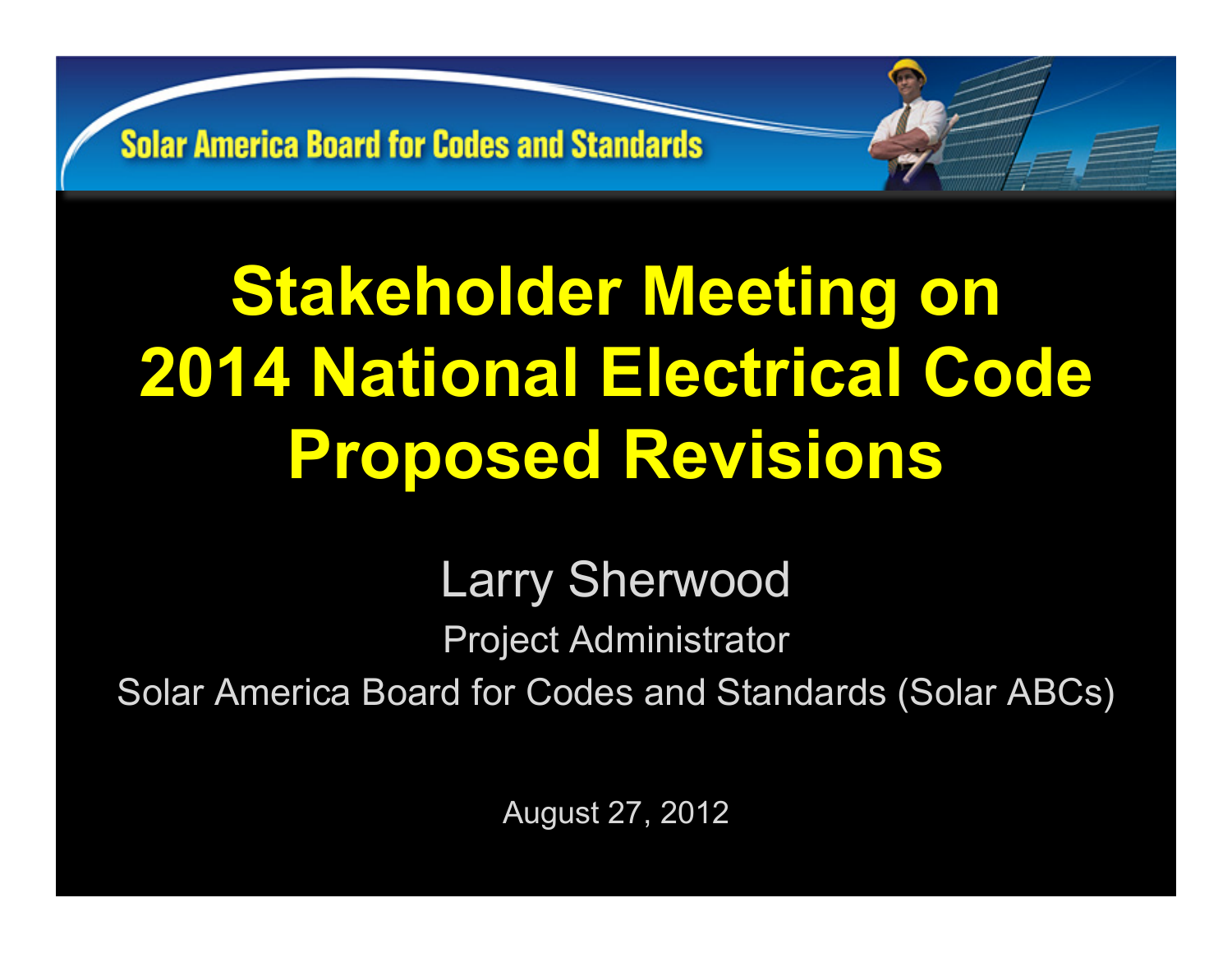Solar America Board for Codes and Standards

# Stakeholder Meeting on 2014 National Electrical Code Proposed Revisions

Larry Sherwood

Project Administrator

Solar America Board for Codes and Standards (Solar ABCs)

August 27, 2012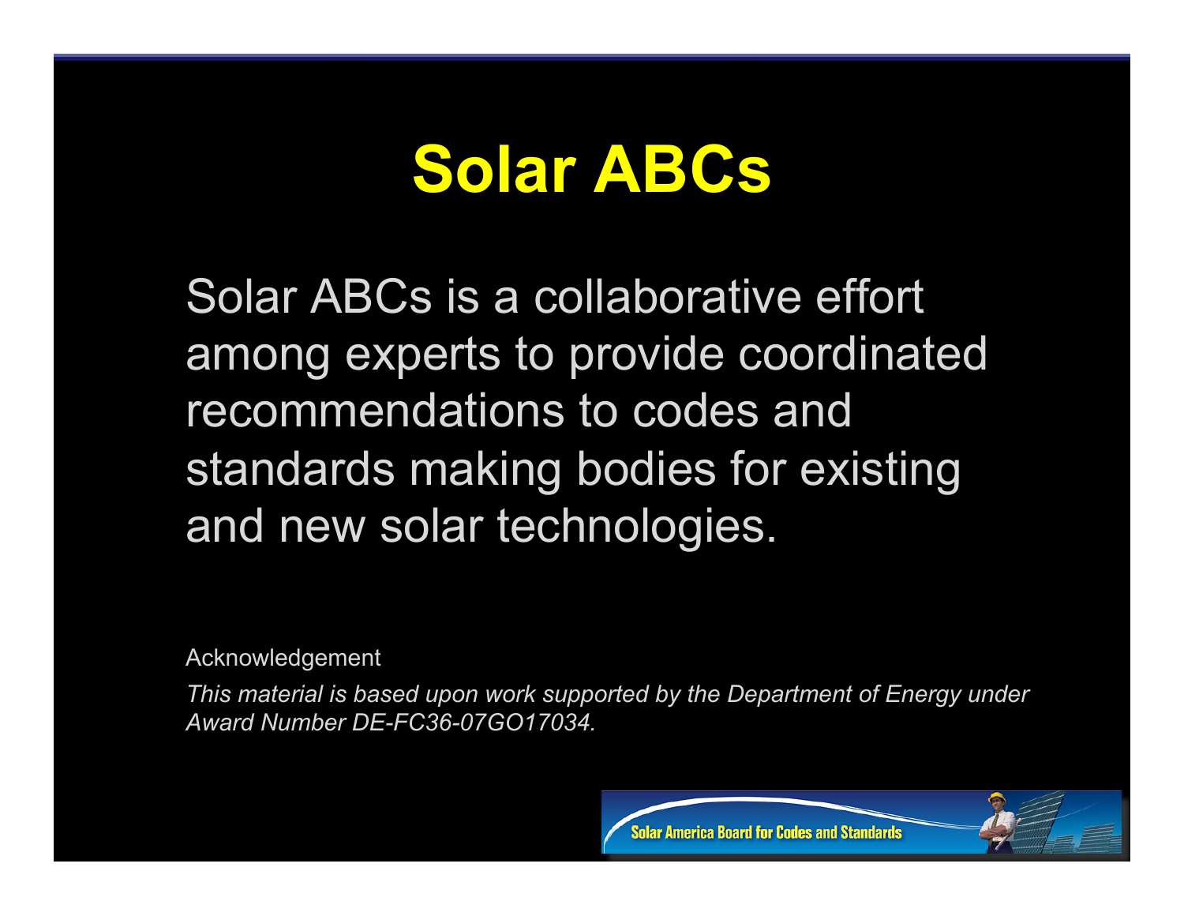# Solar ABCs

Solar ABCs is a collaborative effort among experts to provide coordinated recommendations to codes and standards making bodies for existing and new solar technologies.

Acknowledgement

*This material is based upon work supported by the Department of Energy under Award Number DE-FC36-07GO17034.*

Solar America Board for Codes and Standards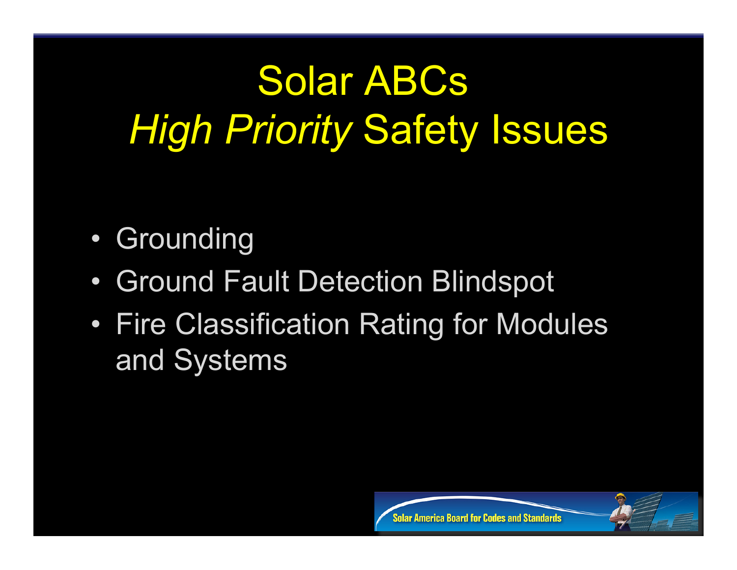# Solar ABCs
# *High Priority* Safety Issues

- Grounding
- Ground Fault Detection Blindspot
- Fire Classification Rating for Modules and Systems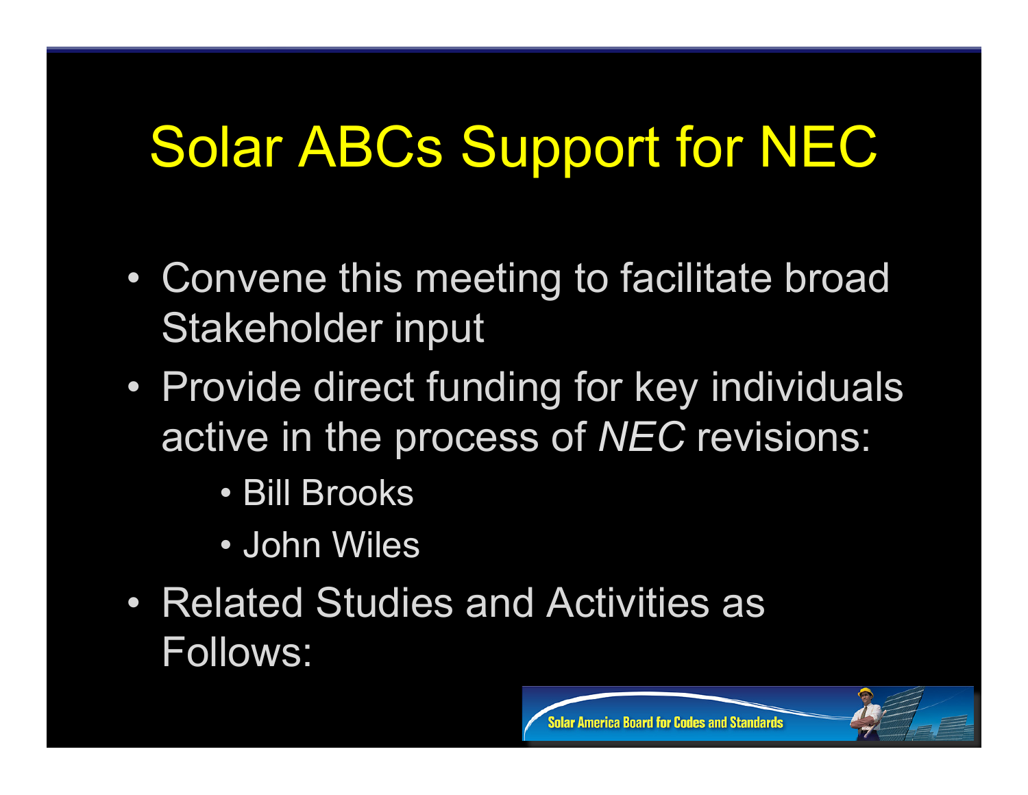# Solar ABCs Support for NEC

- Convene this meeting to facilitate broad Stakeholder input
- Provide direct funding for key individuals active in the process of *NEC* revisions:
  - Bill Brooks
  - John Wiles
- Related Studies and Activities as Follows: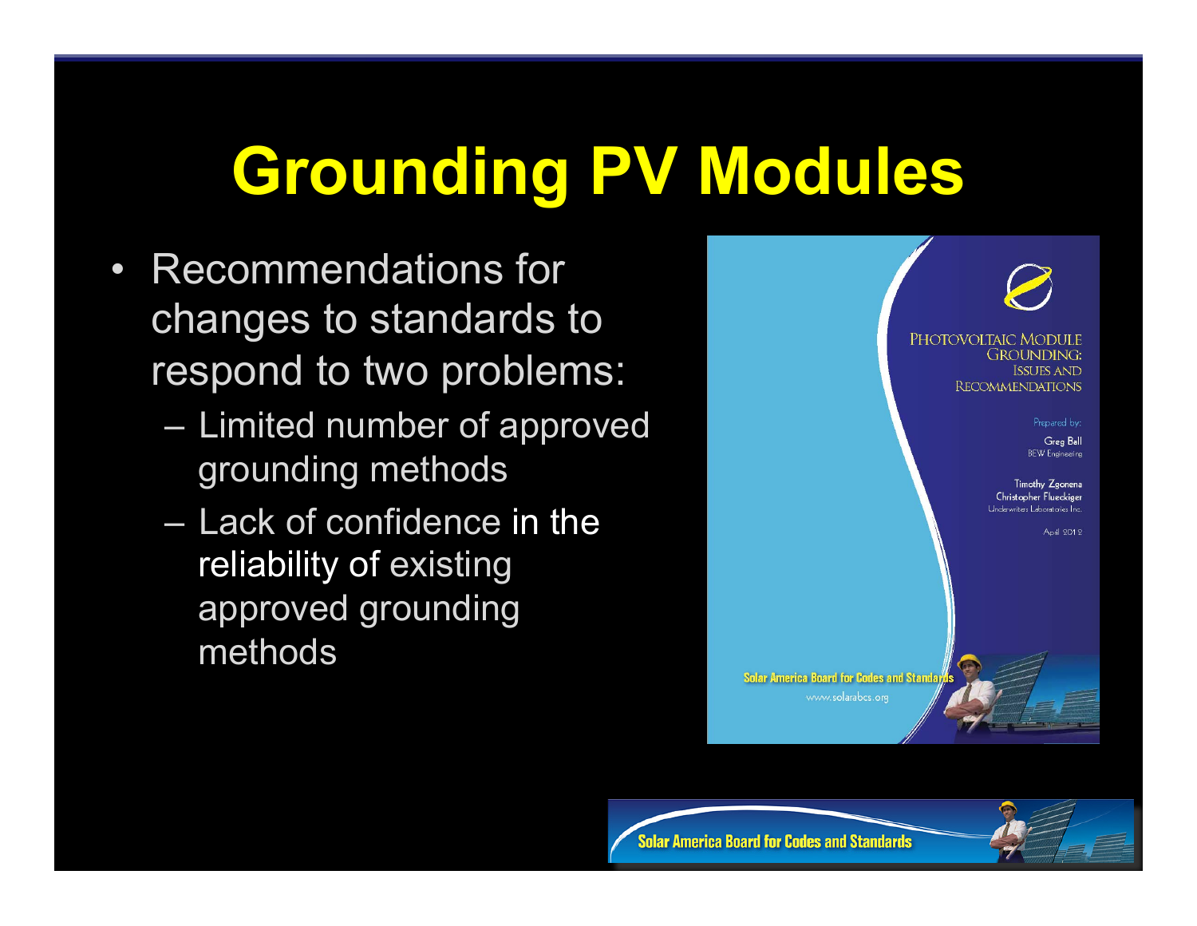# Grounding PV Modules

- Recommendations for changes to standards to respond to two problems:
  - Limited number of approved grounding methods
  - Lack of confidence in the reliability of existing approved grounding methods

PHOTOVOLTAIC MODULE GROUNDING: ISSUES AND RECOMMENDATIONS

Prepared by:

Greg Ball
BEW Engineering

Timothy Zgonena
Christopher Flueckiger
Underwriters Laboratories Inc.

April 2012

Solar America Board for Codes and Standards
www.solarabcs.org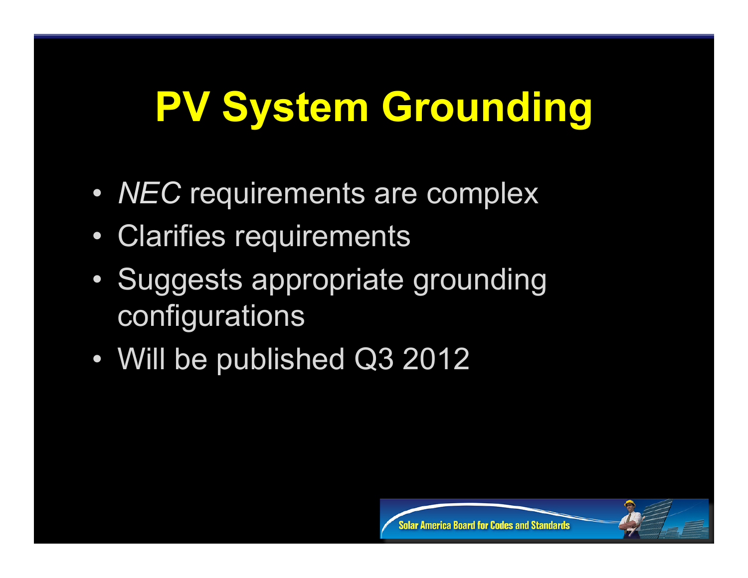# PV System Grounding

- *NEC* requirements are complex
- Clarifies requirements
- Suggests appropriate grounding configurations
- Will be published Q3 2012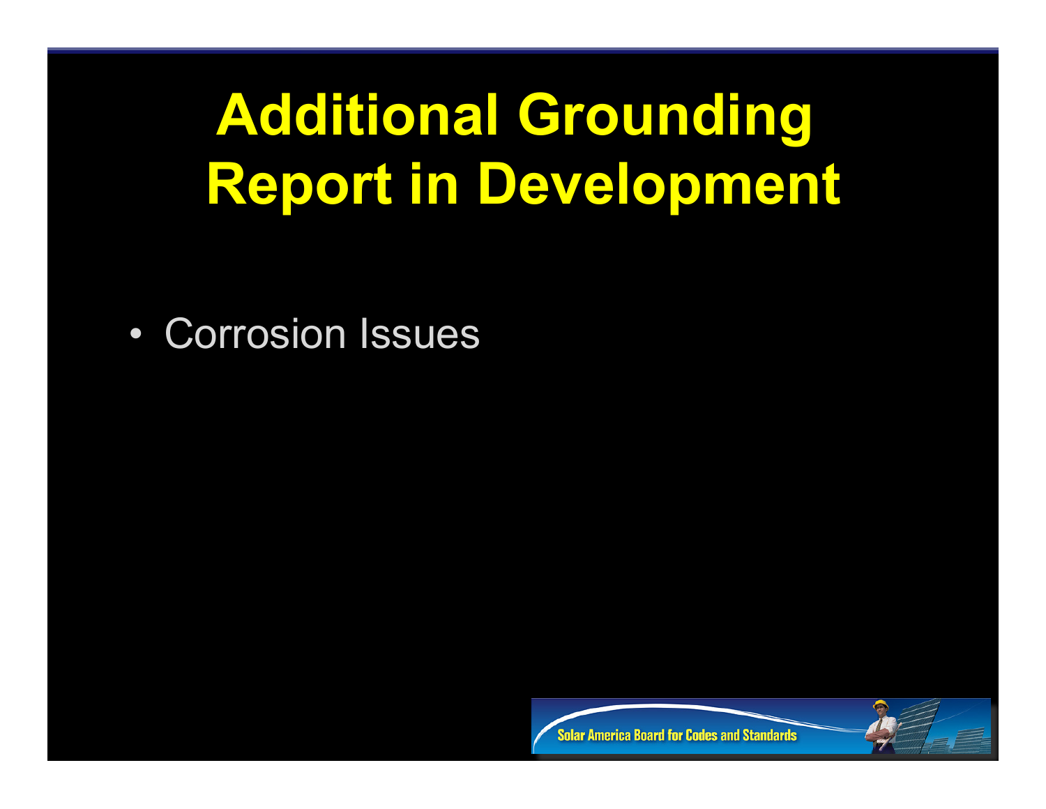# Additional Grounding Report in Development

- Corrosion Issues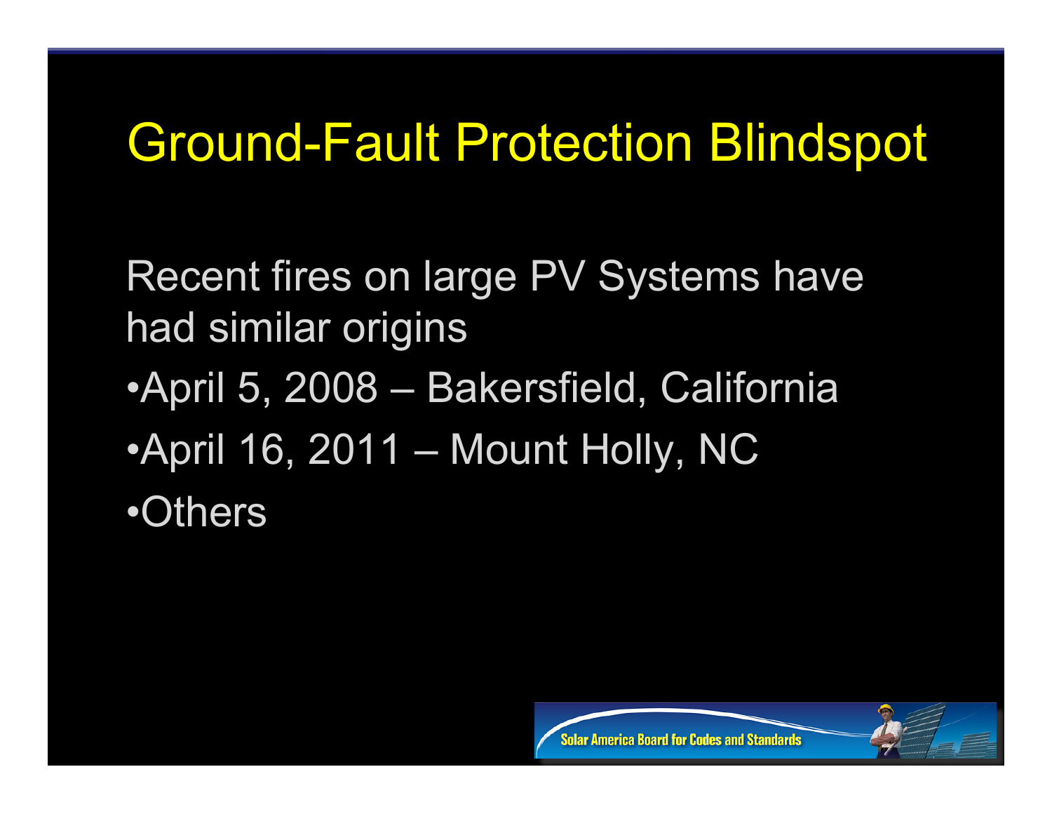# Ground-Fault Protection Blindspot

Recent fires on large PV Systems have had similar origins

- April 5, 2008 – Bakersfield, California
- April 16, 2011 – Mount Holly, NC
- Others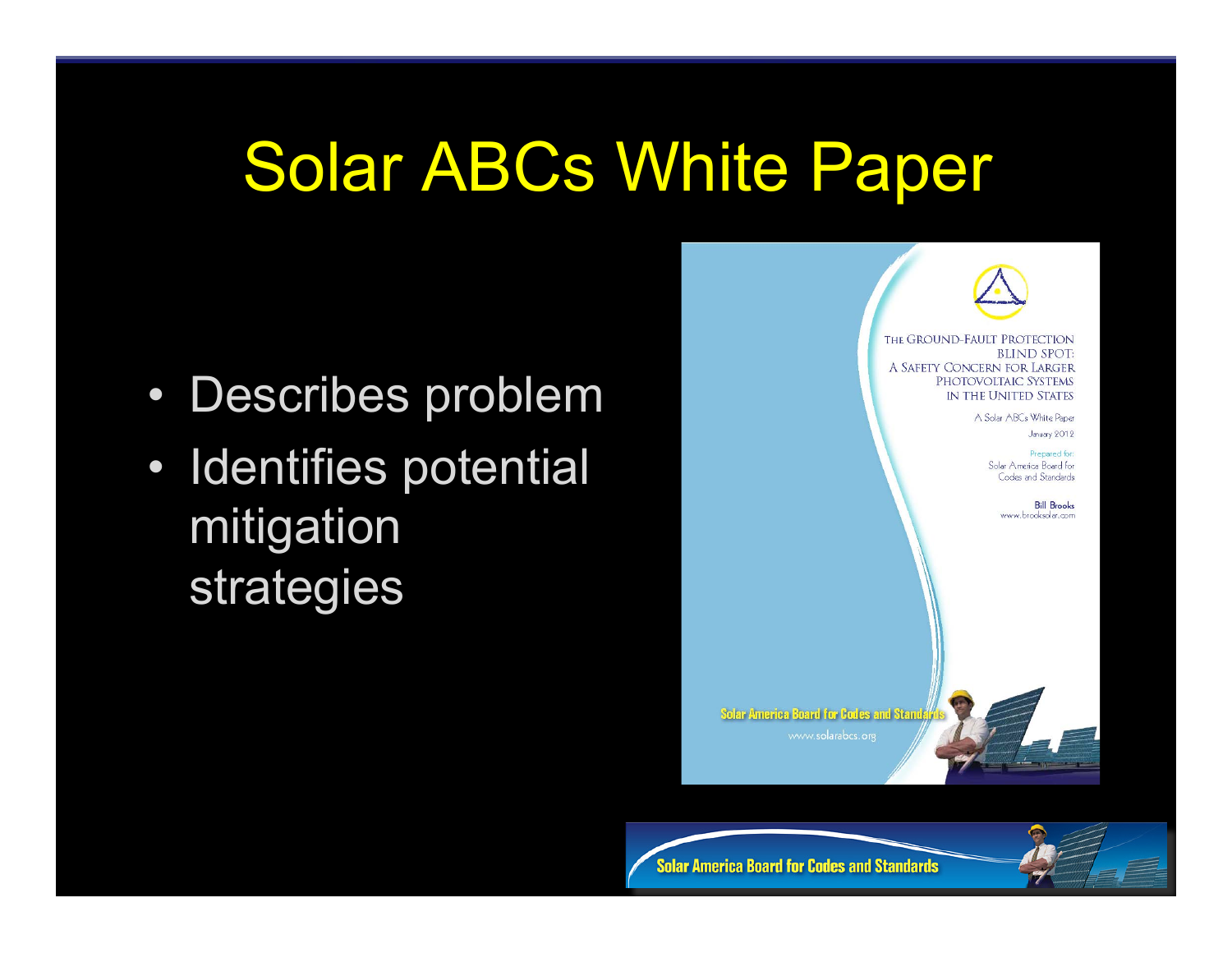# Solar ABCs White Paper

- Describes problem
- Identifies potential mitigation strategies

THE GROUND-FAULT PROTECTION BLIND SPOT: A SAFETY CONCERN FOR LARGER PHOTOVOLTAIC SYSTEMS IN THE UNITED STATES

A Solar ABCs White Paper

January 2012

Prepared for: Solar America Board for Codes and Standards

Bill Brooks
www.brooksolar.com

Solar America Board for Codes and Standards
www.solarabcs.org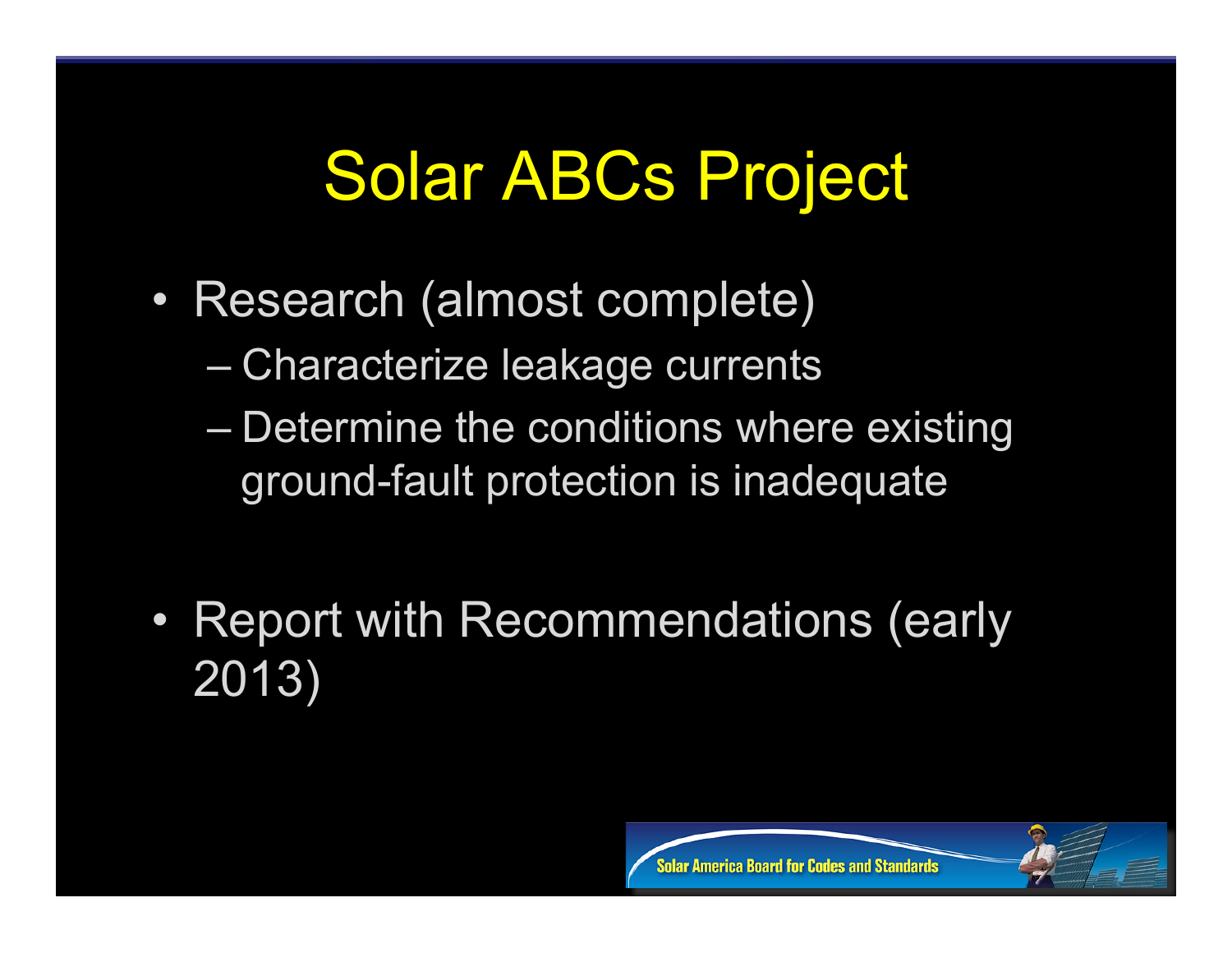# Solar ABCs Project

- Research (almost complete)
  - Characterize leakage currents
  - Determine the conditions where existing ground-fault protection is inadequate
- Report with Recommendations (early 2013)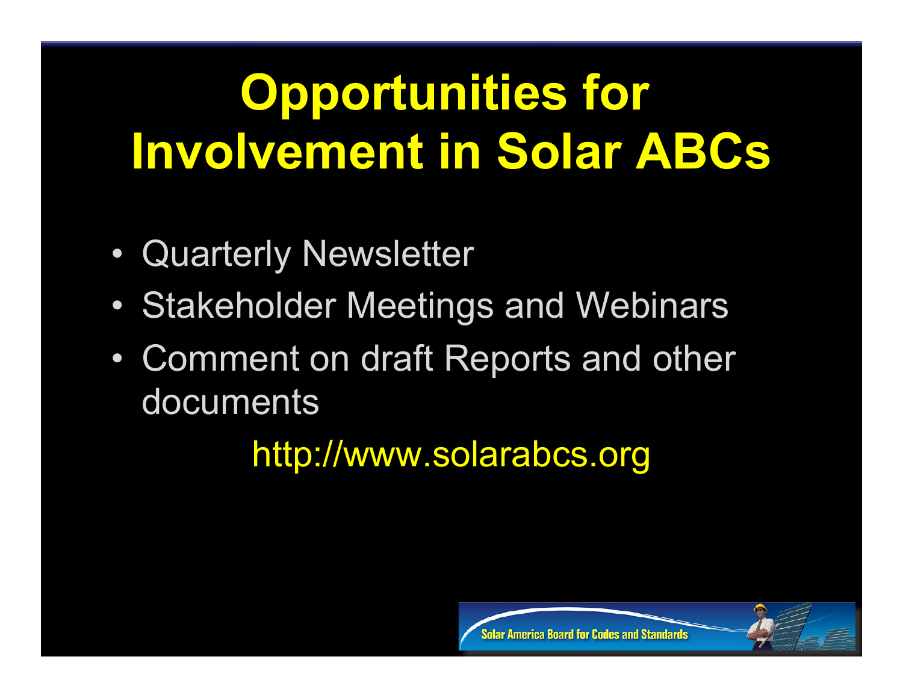# Opportunities for Involvement in Solar ABCs

- Quarterly Newsletter
- Stakeholder Meetings and Webinars
- Comment on draft Reports and other documents

http://www.solarabcs.org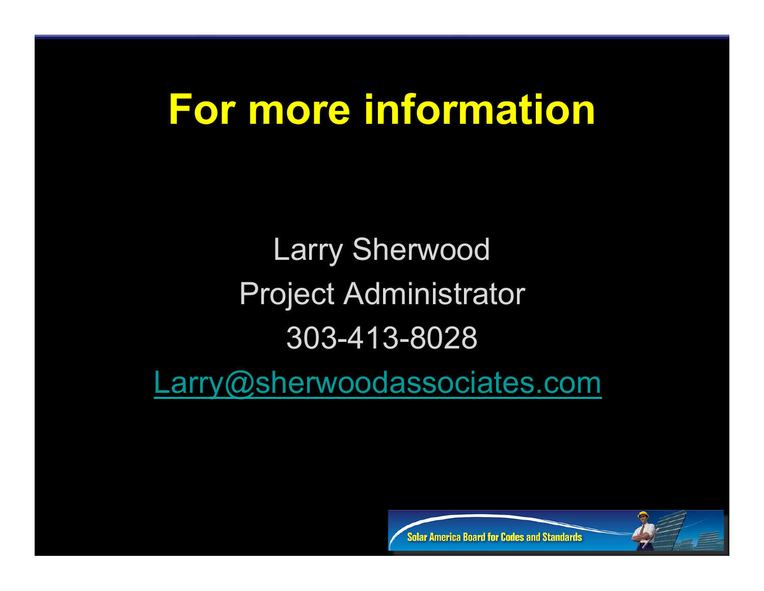# For more information

Larry Sherwood

Project Administrator

303-413-8028

Larry@sherwoodassociates.com

Solar America Board for Codes and Standards